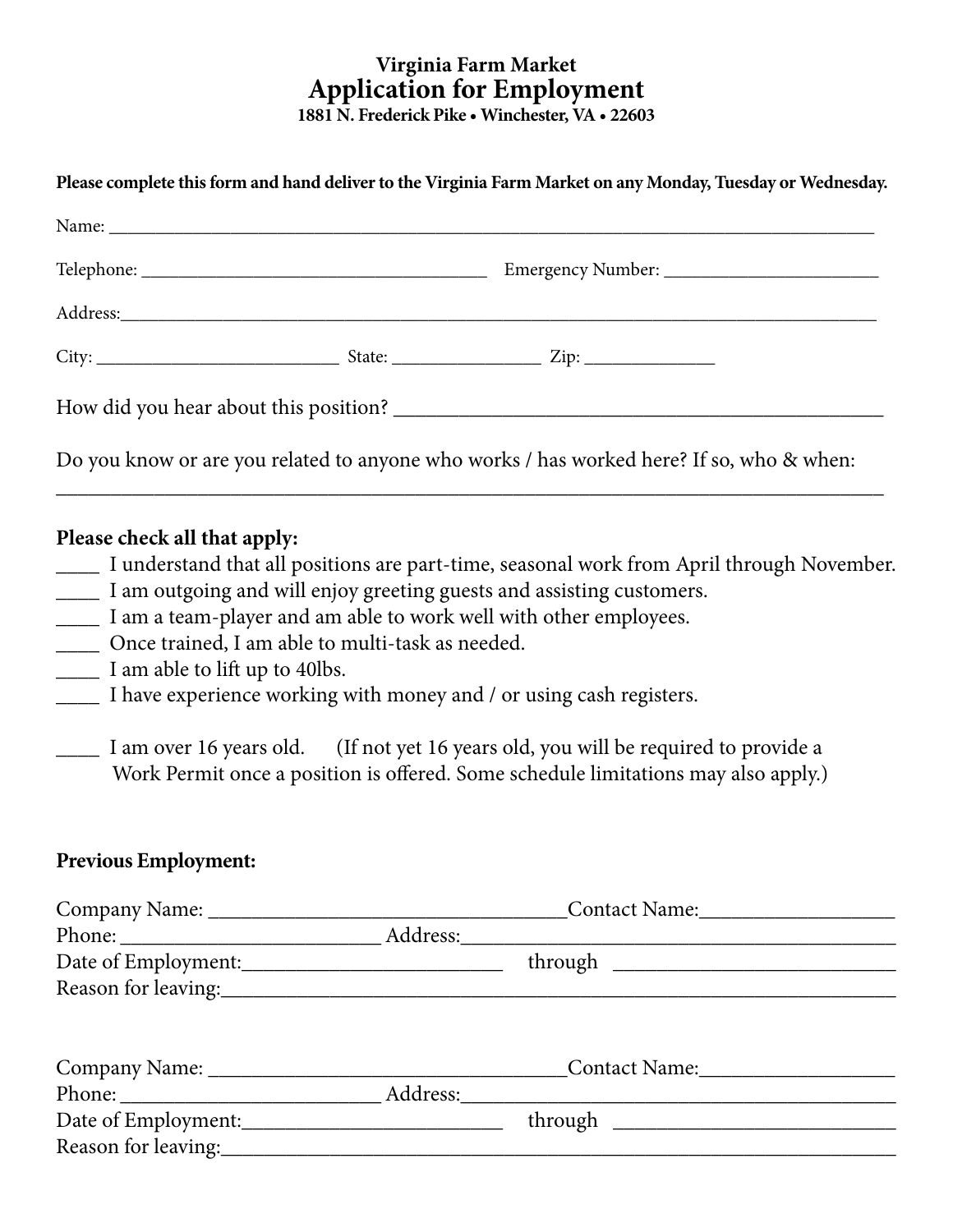**Virginia Farm Market**

# Application for Employment

**1881 N. Frederick Pike • Winchester, VA • 22603**

**Please complete this form and hand deliver to the Virginia Farm Market on any Monday, Tuesday or Wednesday.**

Name: ___________________________________________________________________________________

Telephone: ______________________________________ Emergency Number: ________________________

Address:_________________________________________________________________________________

City: __________________________ State: ________________ Zip: ______________

How did you hear about this position? _______________________________________________

Do you know or are you related to anyone who works / has worked here? If so, who & when:
_____________________________________________________________________________________

**Please check all that apply:**

____ I understand that all positions are part-time, seasonal work from April through November.
____ I am outgoing and will enjoy greeting guests and assisting customers.
____ I am a team-player and am able to work well with other employees.
____ Once trained, I am able to multi-task as needed.
____ I am able to lift up to 40lbs.
____ I have experience working with money and / or using cash registers.

____ I am over 16 years old. (If not yet 16 years old, you will be required to provide a Work Permit once a position is offered. Some schedule limitations may also apply.)

**Previous Employment:**

Company Name: __________________________________Contact Name:___________________
Phone: _________________________ Address:___________________________________________
Date of Employment:_________________________ through ____________________________
Reason for leaving:____________________________________________________________________

Company Name: __________________________________Contact Name:___________________
Phone: _________________________ Address:___________________________________________
Date of Employment:_________________________ through ____________________________
Reason for leaving:____________________________________________________________________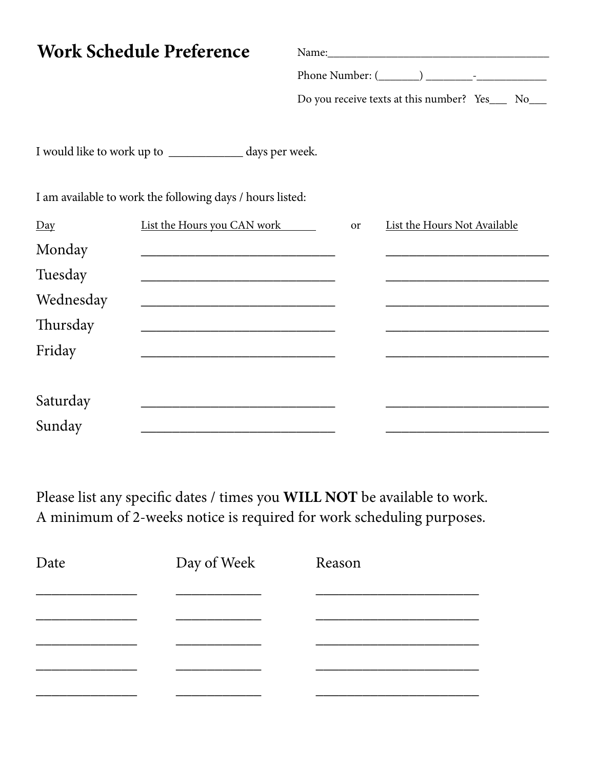# Work Schedule Preference

Name:_______________________________________

Phone Number: (_______) ________-____________

Do you receive texts at this number? Yes___ No___

I would like to work up to ____________ days per week.

I am available to work the following days / hours listed:

| Day | List the Hours you CAN work | or | List the Hours Not Available |
|---|---|---|---|
| Monday | ___________________________ | | ________________________ |
| Tuesday | ___________________________ | | ________________________ |
| Wednesday | ___________________________ | | ________________________ |
| Thursday | ___________________________ | | ________________________ |
| Friday | ___________________________ | | ________________________ |
| Saturday | ___________________________ | | ________________________ |
| Sunday | ___________________________ | | ________________________ |

Please list any specific dates / times you **WILL NOT** be available to work.
A minimum of 2-weeks notice is required for work scheduling purposes.

| Date | Day of Week | Reason |
|---|---|---|
| ______________ | ____________ | ________________________ |
| ______________ | ____________ | ________________________ |
| ______________ | ____________ | ________________________ |
| ______________ | ____________ | ________________________ |
| ______________ | ____________ | ________________________ |